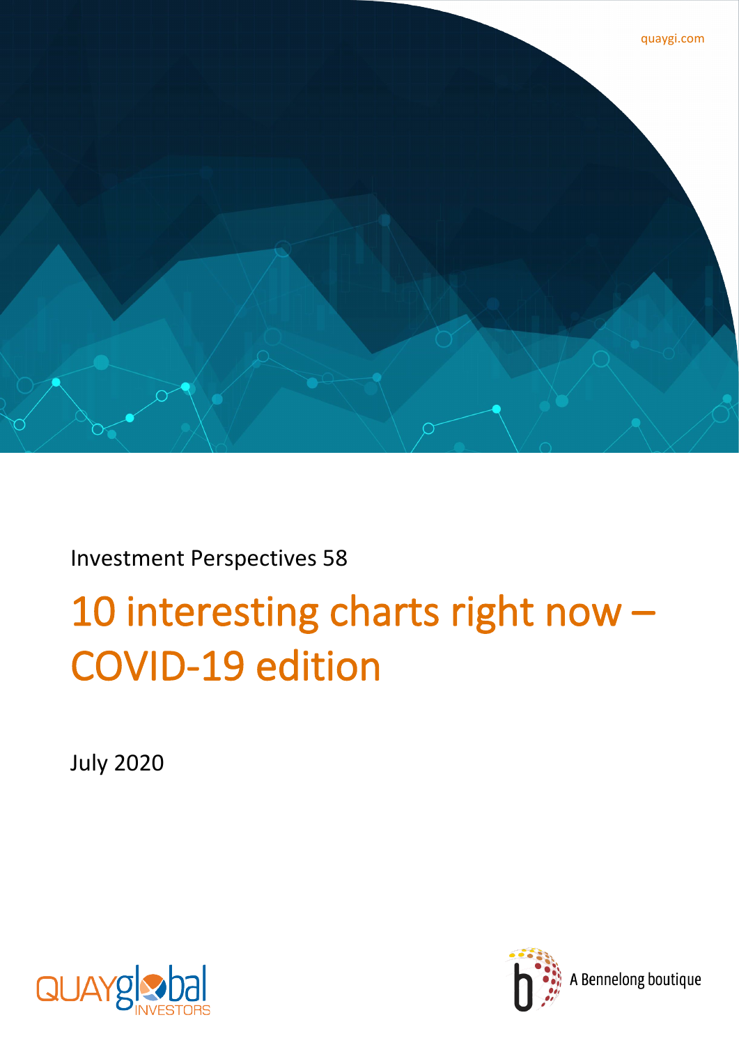quaygi.com

Investment Perspectives 58

# 10 interesting charts right now – COVID-19 edition

July 2020

QUAYglobal INVESTORS

A Bennelong boutique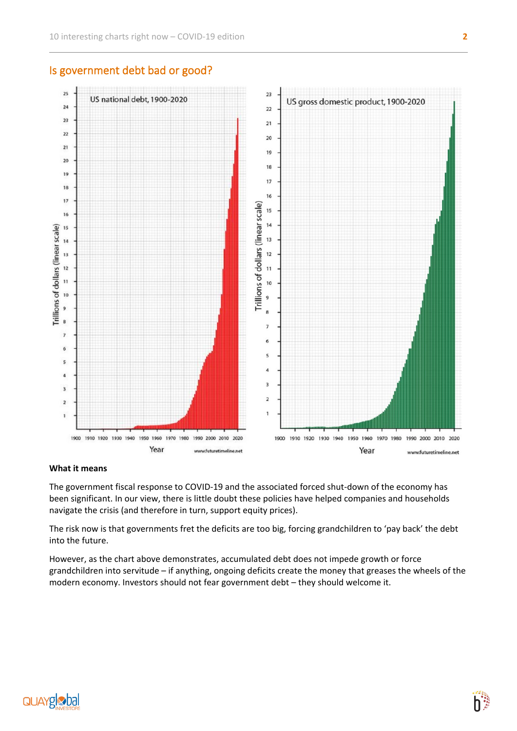## Is government debt bad or good?

**What it means**

The government fiscal response to COVID-19 and the associated forced shut-down of the economy has been significant. In our view, there is little doubt these policies have helped companies and households navigate the crisis (and therefore in turn, support equity prices).

The risk now is that governments fret the deficits are too big, forcing grandchildren to 'pay back' the debt into the future.

However, as the chart above demonstrates, accumulated debt does not impede growth or force grandchildren into servitude – if anything, ongoing deficits create the money that greases the wheels of the modern economy. Investors should not fear government debt – they should welcome it.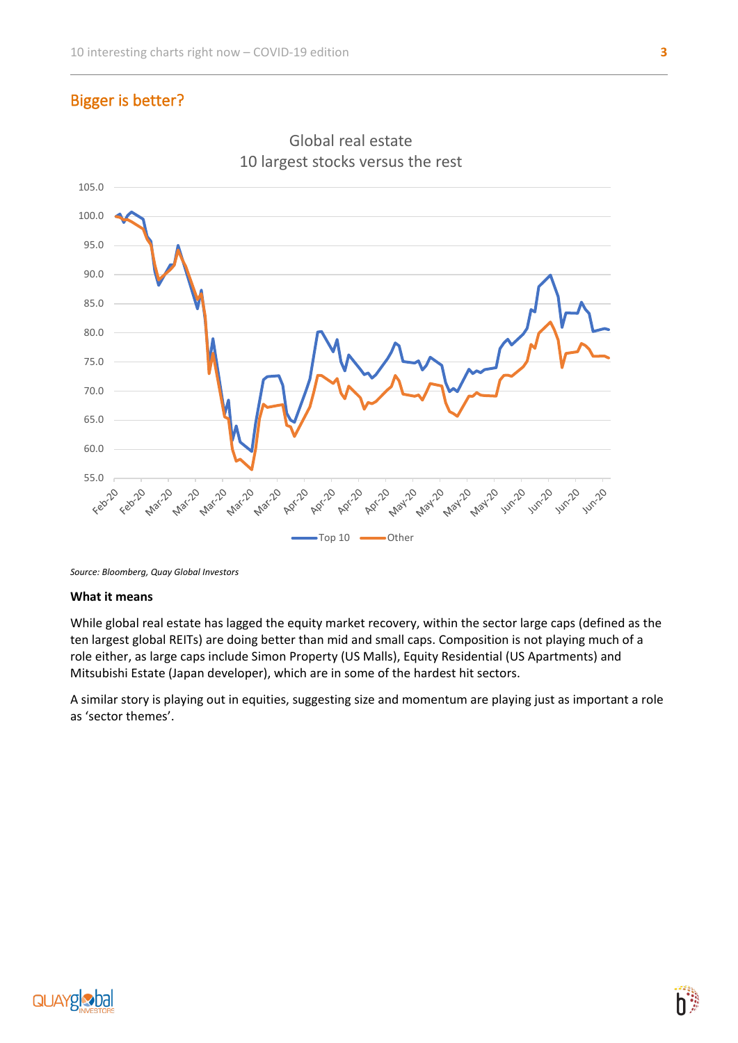## Bigger is better?

*Source: Bloomberg, Quay Global Investors*

**What it means**

While global real estate has lagged the equity market recovery, within the sector large caps (defined as the ten largest global REITs) are doing better than mid and small caps. Composition is not playing much of a role either, as large caps include Simon Property (US Malls), Equity Residential (US Apartments) and Mitsubishi Estate (Japan developer), which are in some of the hardest hit sectors.

A similar story is playing out in equities, suggesting size and momentum are playing just as important a role as 'sector themes'.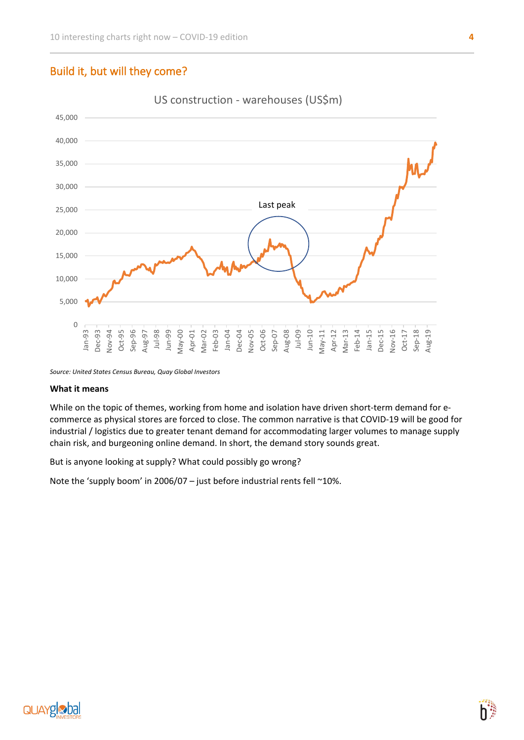## Build it, but will they come?

US construction - warehouses (US$m)

*Source: United States Census Bureau, Quay Global Investors*

**What it means**

While on the topic of themes, working from home and isolation have driven short-term demand for e-commerce as physical stores are forced to close. The common narrative is that COVID-19 will be good for industrial / logistics due to greater tenant demand for accommodating larger volumes to manage supply chain risk, and burgeoning online demand. In short, the demand story sounds great.

But is anyone looking at supply? What could possibly go wrong?

Note the 'supply boom' in 2006/07 – just before industrial rents fell ~10%.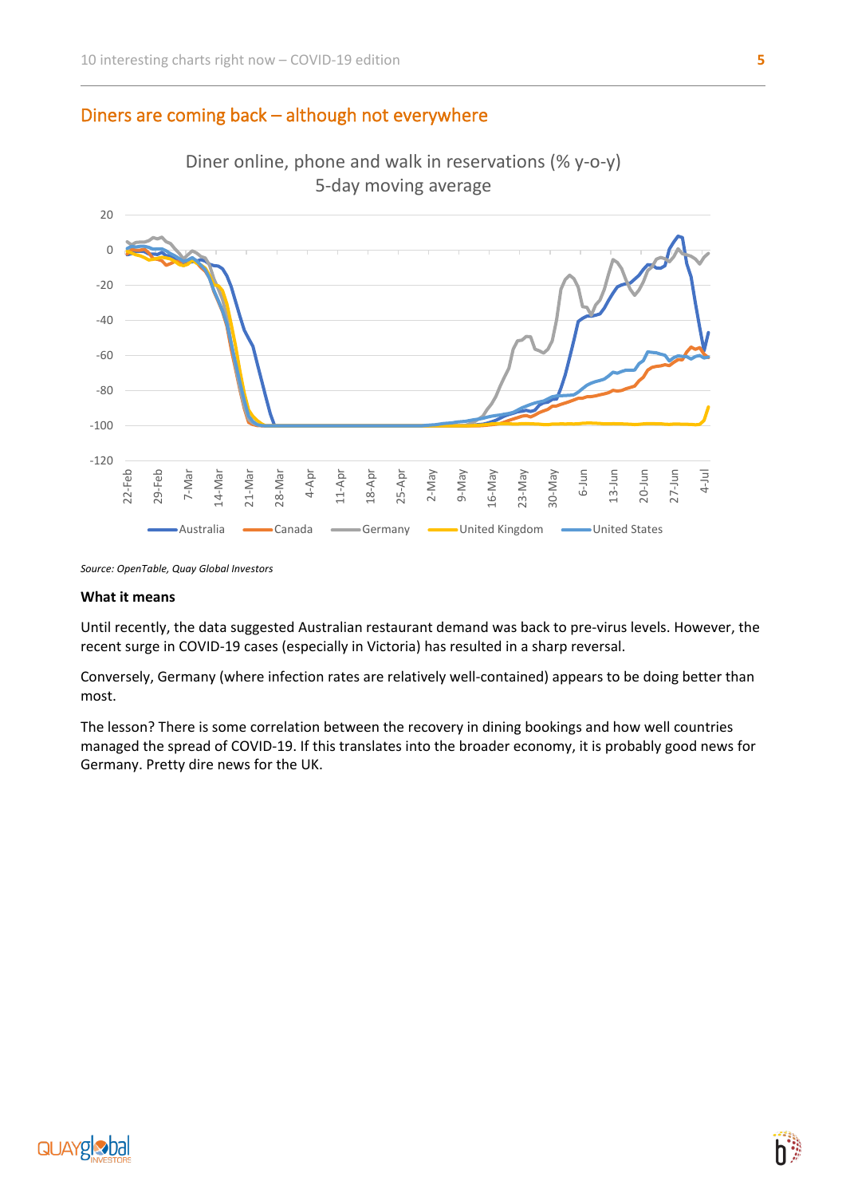## Diners are coming back – although not everywhere

Source: OpenTable, Quay Global Investors

**What it means**

Until recently, the data suggested Australian restaurant demand was back to pre-virus levels. However, the recent surge in COVID-19 cases (especially in Victoria) has resulted in a sharp reversal.

Conversely, Germany (where infection rates are relatively well-contained) appears to be doing better than most.

The lesson? There is some correlation between the recovery in dining bookings and how well countries managed the spread of COVID-19. If this translates into the broader economy, it is probably good news for Germany. Pretty dire news for the UK.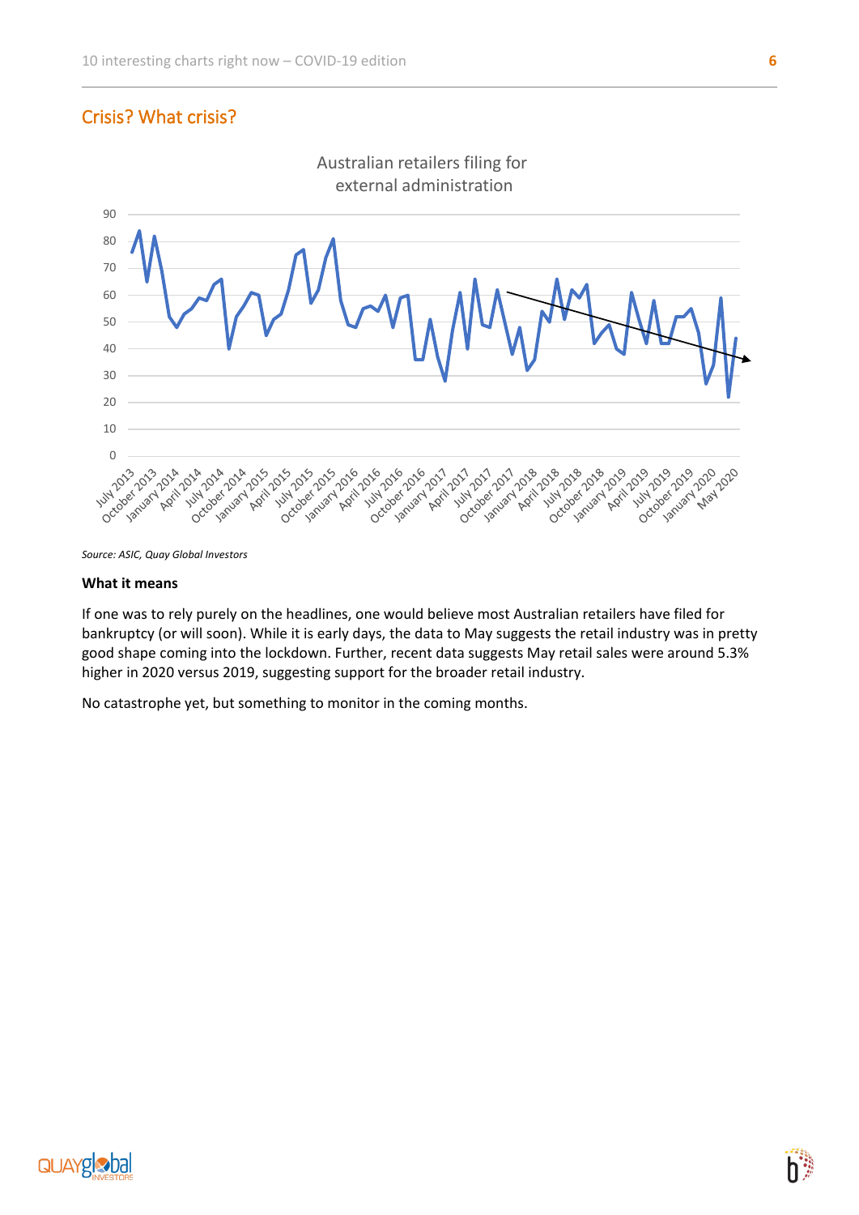## Crisis? What crisis?

Australian retailers filing for external administration

*Source: ASIC, Quay Global Investors*

**What it means**

If one was to rely purely on the headlines, one would believe most Australian retailers have filed for bankruptcy (or will soon). While it is early days, the data to May suggests the retail industry was in pretty good shape coming into the lockdown. Further, recent data suggests May retail sales were around 5.3% higher in 2020 versus 2019, suggesting support for the broader retail industry.

No catastrophe yet, but something to monitor in the coming months.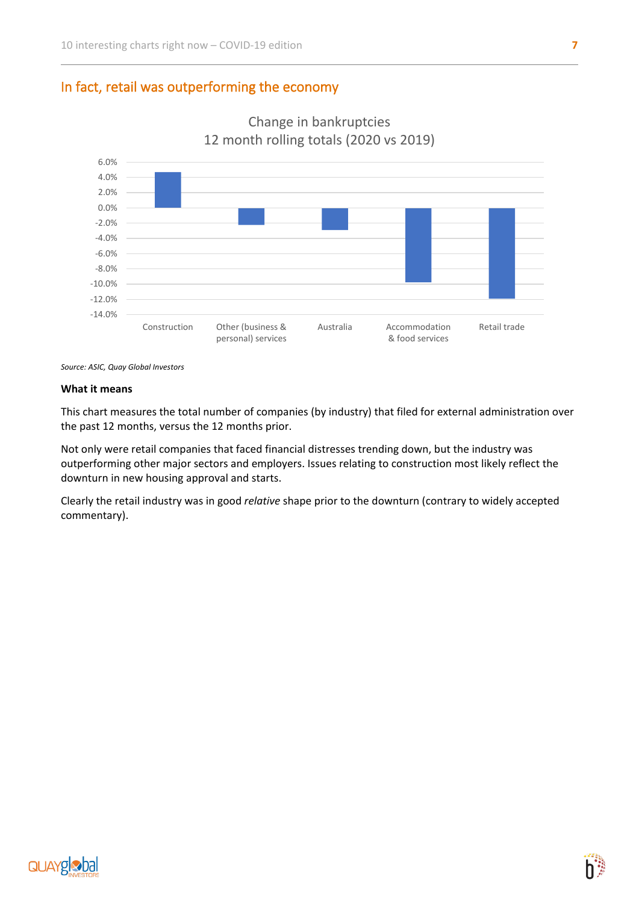## In fact, retail was outperforming the economy

Change in bankruptcies
12 month rolling totals (2020 vs 2019)

*Source: ASIC, Quay Global Investors*

**What it means**

This chart measures the total number of companies (by industry) that filed for external administration over the past 12 months, versus the 12 months prior.

Not only were retail companies that faced financial distresses trending down, but the industry was outperforming other major sectors and employers. Issues relating to construction most likely reflect the downturn in new housing approval and starts.

Clearly the retail industry was in good *relative* shape prior to the downturn (contrary to widely accepted commentary).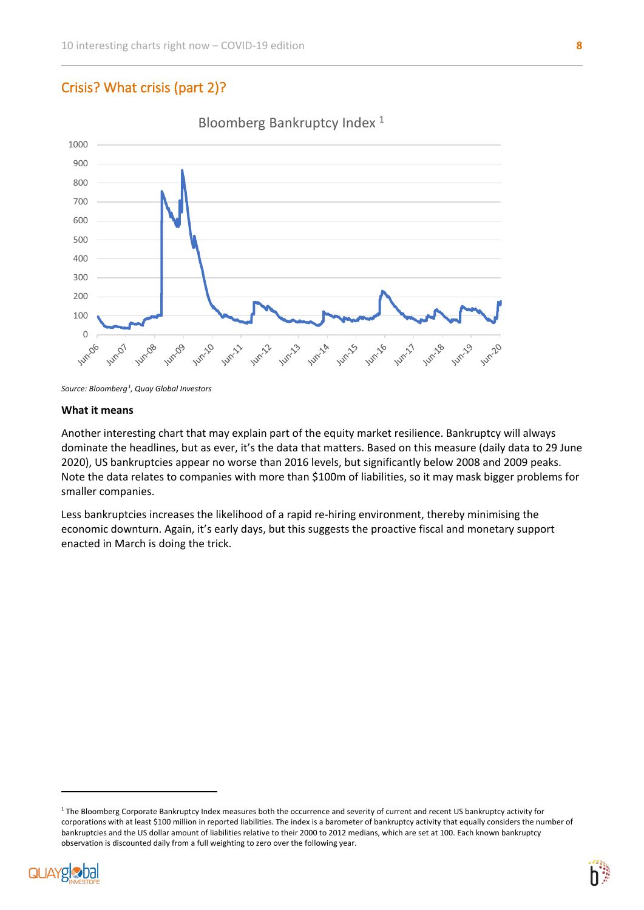## Crisis? What crisis (part 2)?

Bloomberg Bankruptcy Index [1]

*Source: Bloomberg[1], Quay Global Investors*

**What it means**

Another interesting chart that may explain part of the equity market resilience. Bankruptcy will always dominate the headlines, but as ever, it's the data that matters. Based on this measure (daily data to 29 June 2020), US bankruptcies appear no worse than 2016 levels, but significantly below 2008 and 2009 peaks. Note the data relates to companies with more than $100m of liabilities, so it may mask bigger problems for smaller companies.

Less bankruptcies increases the likelihood of a rapid re-hiring environment, thereby minimising the economic downturn. Again, it's early days, but this suggests the proactive fiscal and monetary support enacted in March is doing the trick.

[1] The Bloomberg Corporate Bankruptcy Index measures both the occurrence and severity of current and recent US bankruptcy activity for corporations with at least $100 million in reported liabilities. The index is a barometer of bankruptcy activity that equally considers the number of bankruptcies and the US dollar amount of liabilities relative to their 2000 to 2012 medians, which are set at 100. Each known bankruptcy observation is discounted daily from a full weighting to zero over the following year.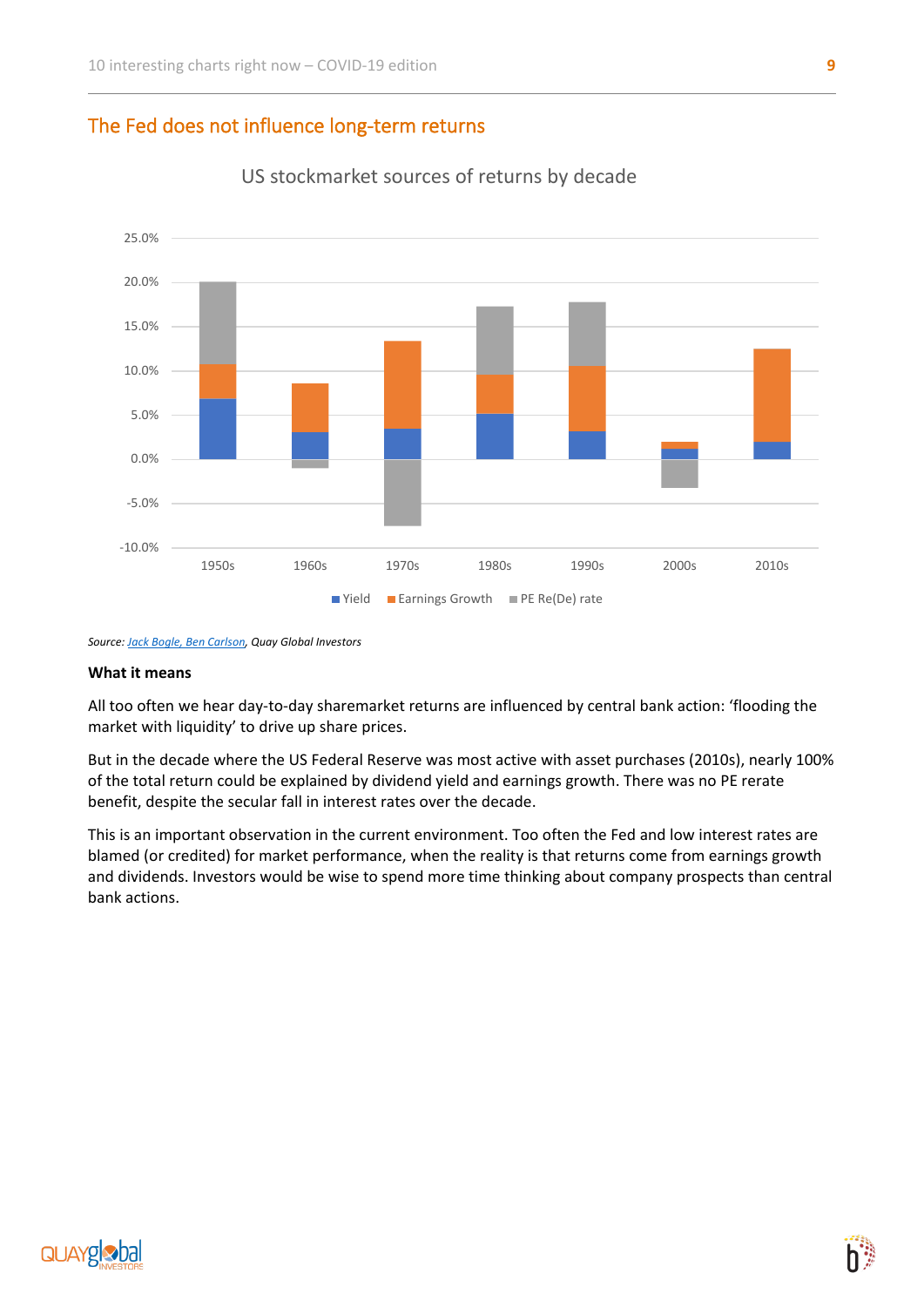## The Fed does not influence long-term returns

US stockmarket sources of returns by decade

Source: Jack Bogle, Ben Carlson, Quay Global Investors

**What it means**

All too often we hear day-to-day sharemarket returns are influenced by central bank action: 'flooding the market with liquidity' to drive up share prices.

But in the decade where the US Federal Reserve was most active with asset purchases (2010s), nearly 100% of the total return could be explained by dividend yield and earnings growth. There was no PE rerate benefit, despite the secular fall in interest rates over the decade.

This is an important observation in the current environment. Too often the Fed and low interest rates are blamed (or credited) for market performance, when the reality is that returns come from earnings growth and dividends. Investors would be wise to spend more time thinking about company prospects than central bank actions.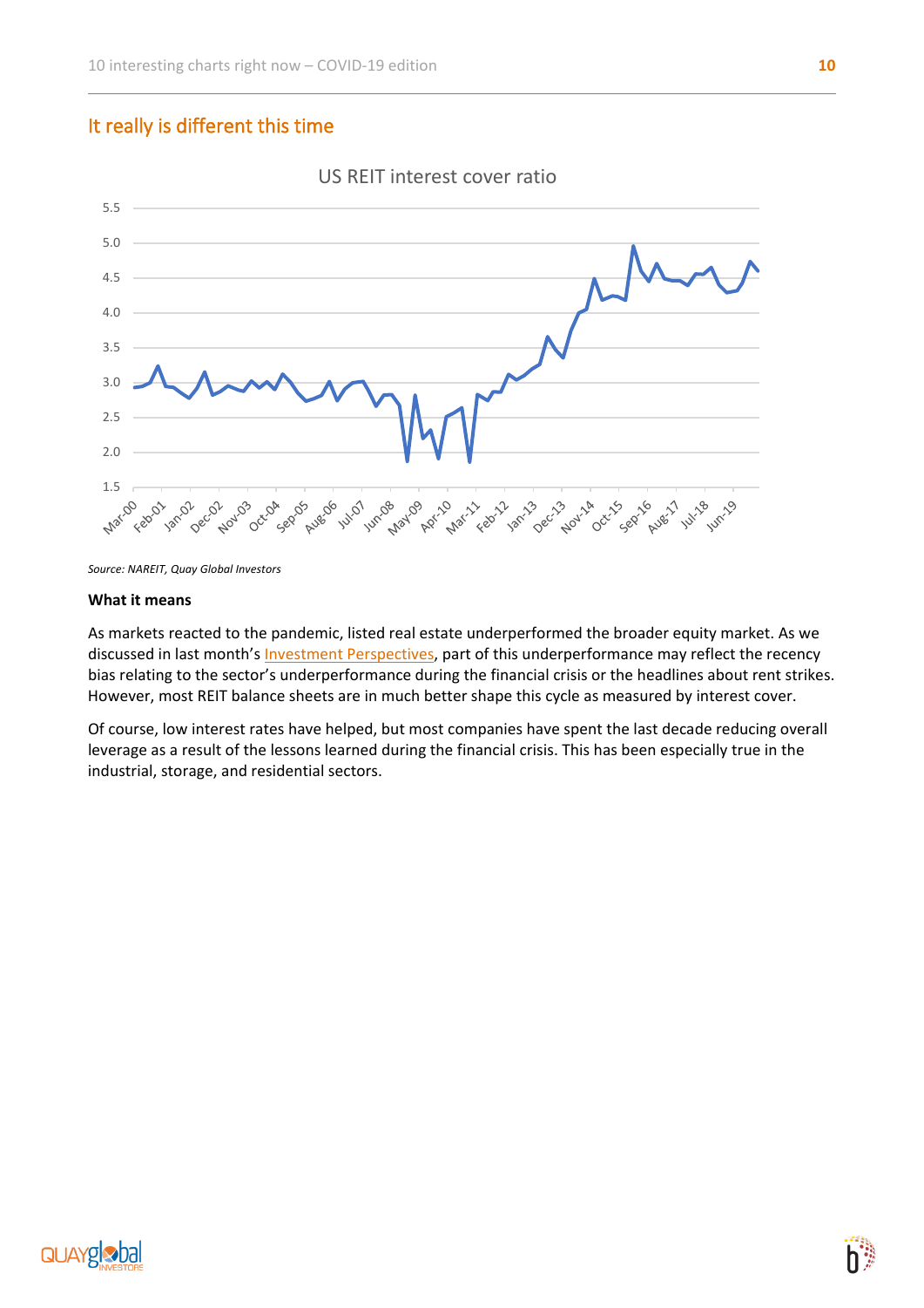## It really is different this time

US REIT interest cover ratio

Source: NAREIT, Quay Global Investors

**What it means**

As markets reacted to the pandemic, listed real estate underperformed the broader equity market. As we discussed in last month's Investment Perspectives, part of this underperformance may reflect the recency bias relating to the sector's underperformance during the financial crisis or the headlines about rent strikes. However, most REIT balance sheets are in much better shape this cycle as measured by interest cover.

Of course, low interest rates have helped, but most companies have spent the last decade reducing overall leverage as a result of the lessons learned during the financial crisis. This has been especially true in the industrial, storage, and residential sectors.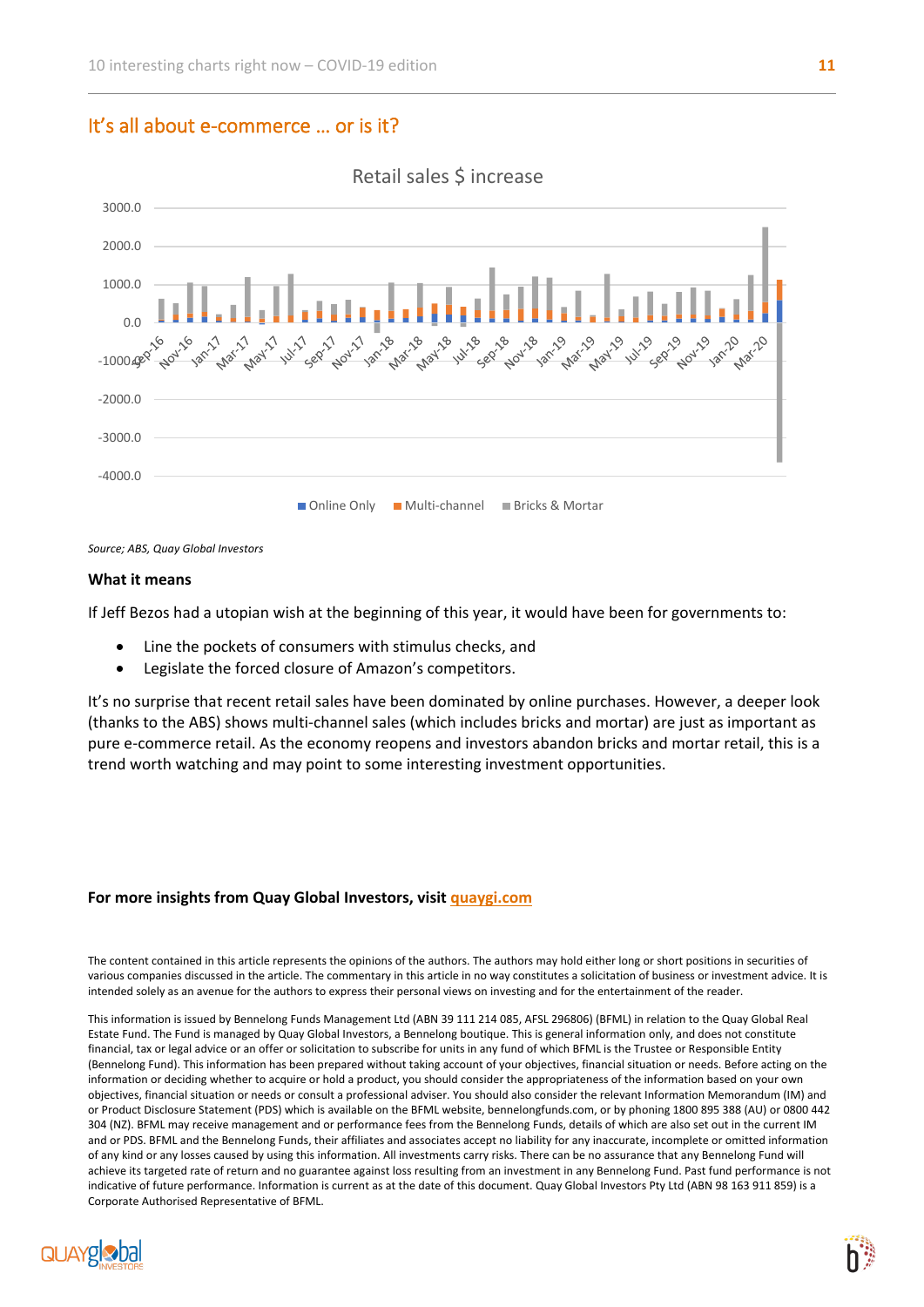## It's all about e-commerce … or is it?

Retail sales $ increase

3000.0
2000.0
1000.0
0.0
-1000.0
-2000.0
-3000.0
-4000.0

Sep-16, Nov-16, Jan-17, Mar-17, May-17, Jul-17, Sep-17, Nov-17, Jan-18, Mar-18, May-18, Jul-18, Sep-18, Nov-18, Jan-19, Mar-19, May-19, Jul-19, Sep-19, Nov-19, Jan-20, Mar-20

Online Only, Multi-channel, Bricks & Mortar

*Source; ABS, Quay Global Investors*

**What it means**

If Jeff Bezos had a utopian wish at the beginning of this year, it would have been for governments to:

- Line the pockets of consumers with stimulus checks, and
- Legislate the forced closure of Amazon's competitors.

It's no surprise that recent retail sales have been dominated by online purchases. However, a deeper look (thanks to the ABS) shows multi-channel sales (which includes bricks and mortar) are just as important as pure e-commerce retail. As the economy reopens and investors abandon bricks and mortar retail, this is a trend worth watching and may point to some interesting investment opportunities.

**For more insights from Quay Global Investors, visit quaygi.com**

The content contained in this article represents the opinions of the authors. The authors may hold either long or short positions in securities of various companies discussed in the article. The commentary in this article in no way constitutes a solicitation of business or investment advice. It is intended solely as an avenue for the authors to express their personal views on investing and for the entertainment of the reader.

This information is issued by Bennelong Funds Management Ltd (ABN 39 111 214 085, AFSL 296806) (BFML) in relation to the Quay Global Real Estate Fund. The Fund is managed by Quay Global Investors, a Bennelong boutique. This is general information only, and does not constitute financial, tax or legal advice or an offer or solicitation to subscribe for units in any fund of which BFML is the Trustee or Responsible Entity (Bennelong Fund). This information has been prepared without taking account of your objectives, financial situation or needs. Before acting on the information or deciding whether to acquire or hold a product, you should consider the appropriateness of the information based on your own objectives, financial situation or needs or consult a professional adviser. You should also consider the relevant Information Memorandum (IM) and or Product Disclosure Statement (PDS) which is available on the BFML website, bennelongfunds.com, or by phoning 1800 895 388 (AU) or 0800 442 304 (NZ). BFML may receive management and or performance fees from the Bennelong Funds, details of which are also set out in the current IM and or PDS. BFML and the Bennelong Funds, their affiliates and associates accept no liability for any inaccurate, incomplete or omitted information of any kind or any losses caused by using this information. All investments carry risks. There can be no assurance that any Bennelong Fund will achieve its targeted rate of return and no guarantee against loss resulting from an investment in any Bennelong Fund. Past fund performance is not indicative of future performance. Information is current as at the date of this document. Quay Global Investors Pty Ltd (ABN 98 163 911 859) is a Corporate Authorised Representative of BFML.